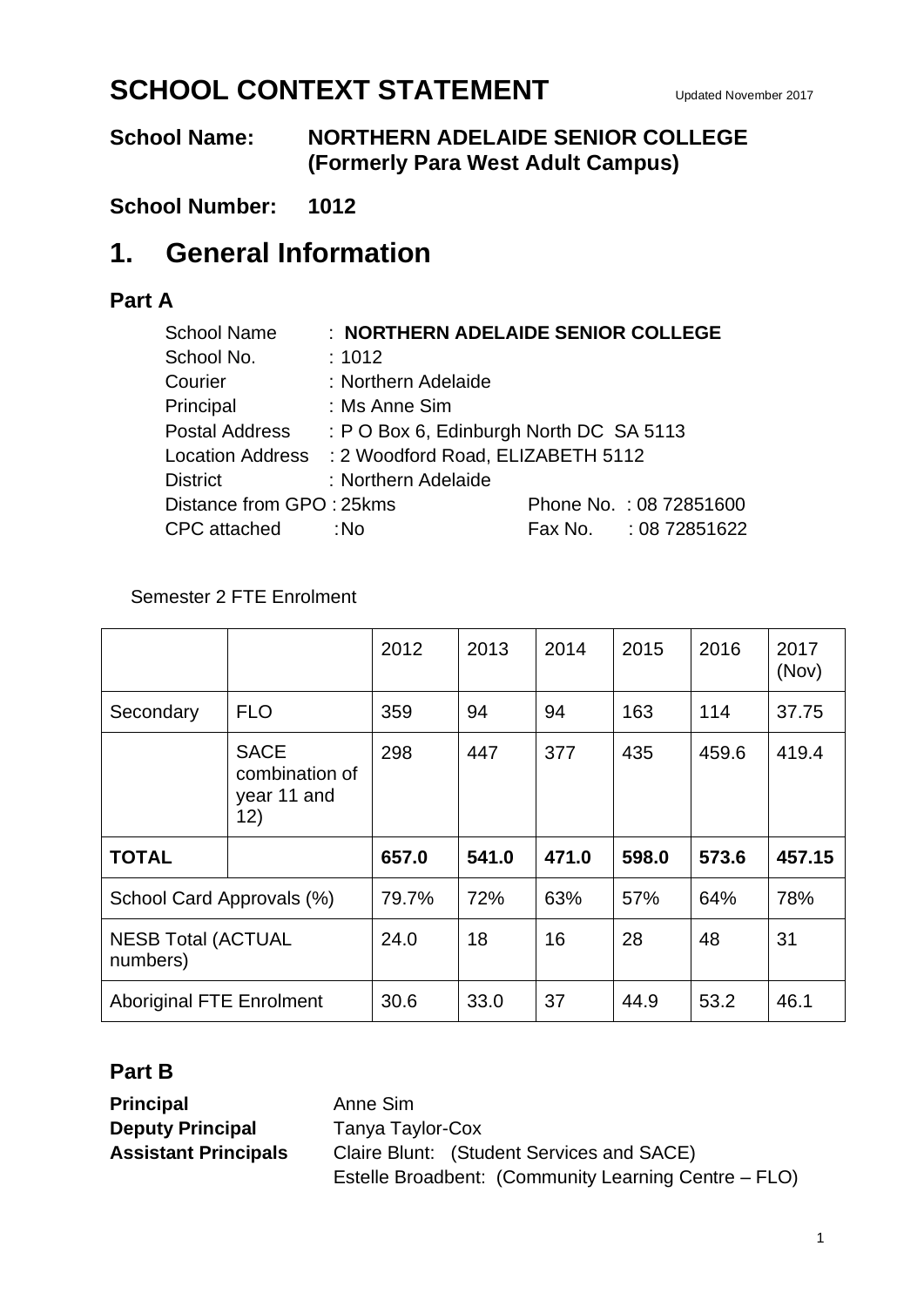# SCHOOL CONTEXT STATEMENT

Updated November 2017

**School Name: NORTHERN ADELAIDE SENIOR COLLEGE (Formerly Para West Adult Campus)**

**School Number: 1012**

## 1. General Information

### Part A

School Name : **NORTHERN ADELAIDE SENIOR COLLEGE**
School No. : 1012
Courier : Northern Adelaide
Principal : Ms Anne Sim
Postal Address : P O Box 6, Edinburgh North DC SA 5113
Location Address : 2 Woodford Road, ELIZABETH 5112
District : Northern Adelaide
Distance from GPO : 25kms
Phone No. : 08 72851600
CPC attached : No
Fax No. : 08 72851622

Semester 2 FTE Enrolment

| | | 2012 | 2013 | 2014 | 2015 | 2016 | 2017 (Nov) |
|---|---|---|---|---|---|---|---|
| Secondary | FLO | 359 | 94 | 94 | 163 | 114 | 37.75 |
| | SACE combination of year 11 and 12) | 298 | 447 | 377 | 435 | 459.6 | 419.4 |
| **TOTAL** | | **657.0** | **541.0** | **471.0** | **598.0** | **573.6** | **457.15** |
| School Card Approvals (%) | | 79.7% | 72% | 63% | 57% | 64% | 78% |
| NESB Total (ACTUAL numbers) | | 24.0 | 18 | 16 | 28 | 48 | 31 |
| Aboriginal FTE Enrolment | | 30.6 | 33.0 | 37 | 44.9 | 53.2 | 46.1 |

### Part B

**Principal** Anne Sim
**Deputy Principal** Tanya Taylor-Cox
**Assistant Principals** Claire Blunt: (Student Services and SACE)
Estelle Broadbent: (Community Learning Centre – FLO)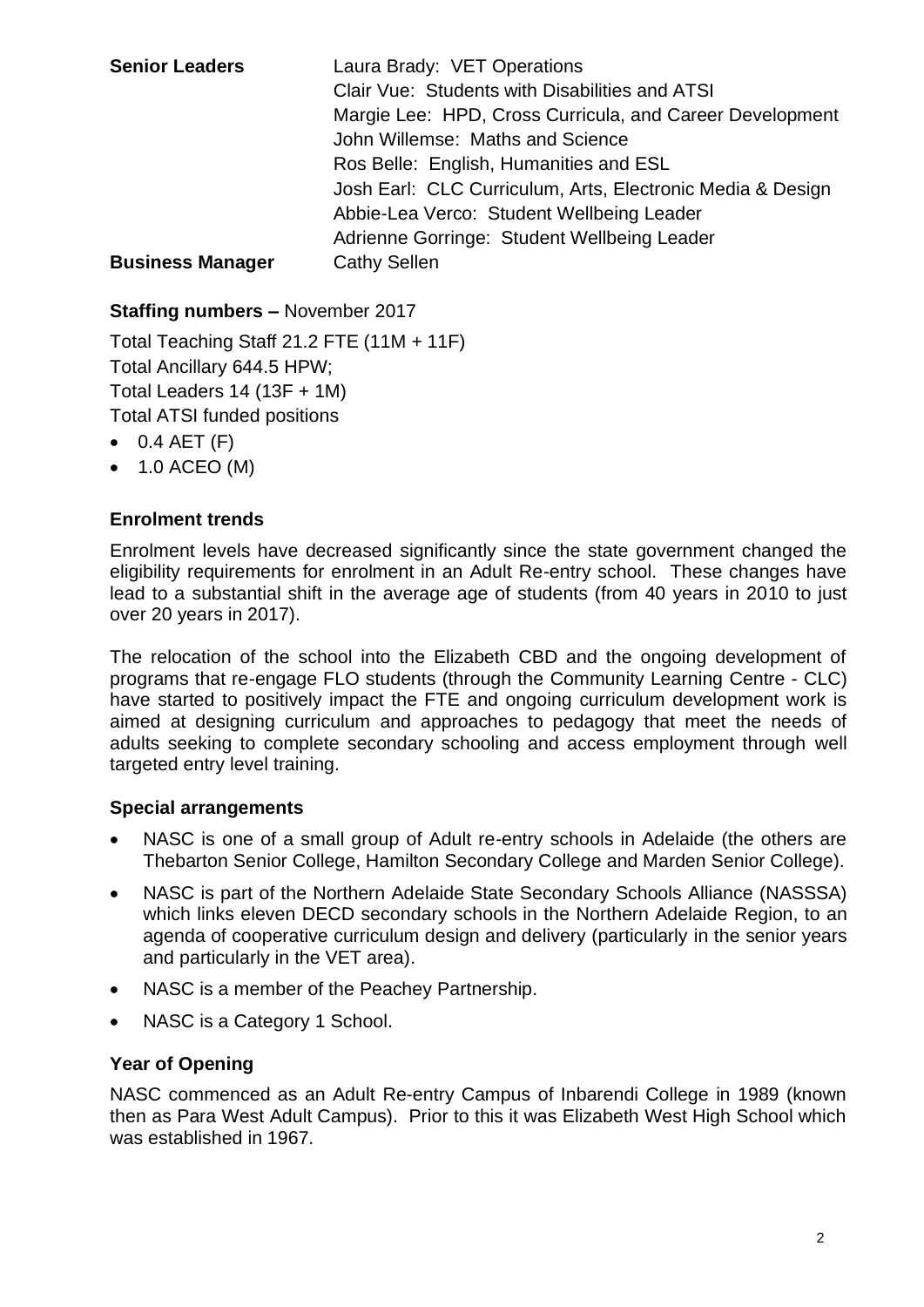**Senior Leaders** Laura Brady: VET Operations
Clair Vue: Students with Disabilities and ATSI
Margie Lee: HPD, Cross Curricula, and Career Development
John Willemse: Maths and Science
Ros Belle: English, Humanities and ESL
Josh Earl: CLC Curriculum, Arts, Electronic Media & Design
Abbie-Lea Verco: Student Wellbeing Leader
Adrienne Gorringe: Student Wellbeing Leader

**Business Manager** Cathy Sellen

**Staffing numbers –** November 2017

Total Teaching Staff 21.2 FTE (11M + 11F)
Total Ancillary 644.5 HPW;
Total Leaders 14 (13F + 1M)
Total ATSI funded positions

- 0.4 AET (F)
- 1.0 ACEO (M)

## Enrolment trends

Enrolment levels have decreased significantly since the state government changed the eligibility requirements for enrolment in an Adult Re-entry school. These changes have lead to a substantial shift in the average age of students (from 40 years in 2010 to just over 20 years in 2017).

The relocation of the school into the Elizabeth CBD and the ongoing development of programs that re-engage FLO students (through the Community Learning Centre - CLC) have started to positively impact the FTE and ongoing curriculum development work is aimed at designing curriculum and approaches to pedagogy that meet the needs of adults seeking to complete secondary schooling and access employment through well targeted entry level training.

## Special arrangements

- NASC is one of a small group of Adult re-entry schools in Adelaide (the others are Thebarton Senior College, Hamilton Secondary College and Marden Senior College).
- NASC is part of the Northern Adelaide State Secondary Schools Alliance (NASSSA) which links eleven DECD secondary schools in the Northern Adelaide Region, to an agenda of cooperative curriculum design and delivery (particularly in the senior years and particularly in the VET area).
- NASC is a member of the Peachey Partnership.
- NASC is a Category 1 School.

## Year of Opening

NASC commenced as an Adult Re-entry Campus of Inbarendi College in 1989 (known then as Para West Adult Campus). Prior to this it was Elizabeth West High School which was established in 1967.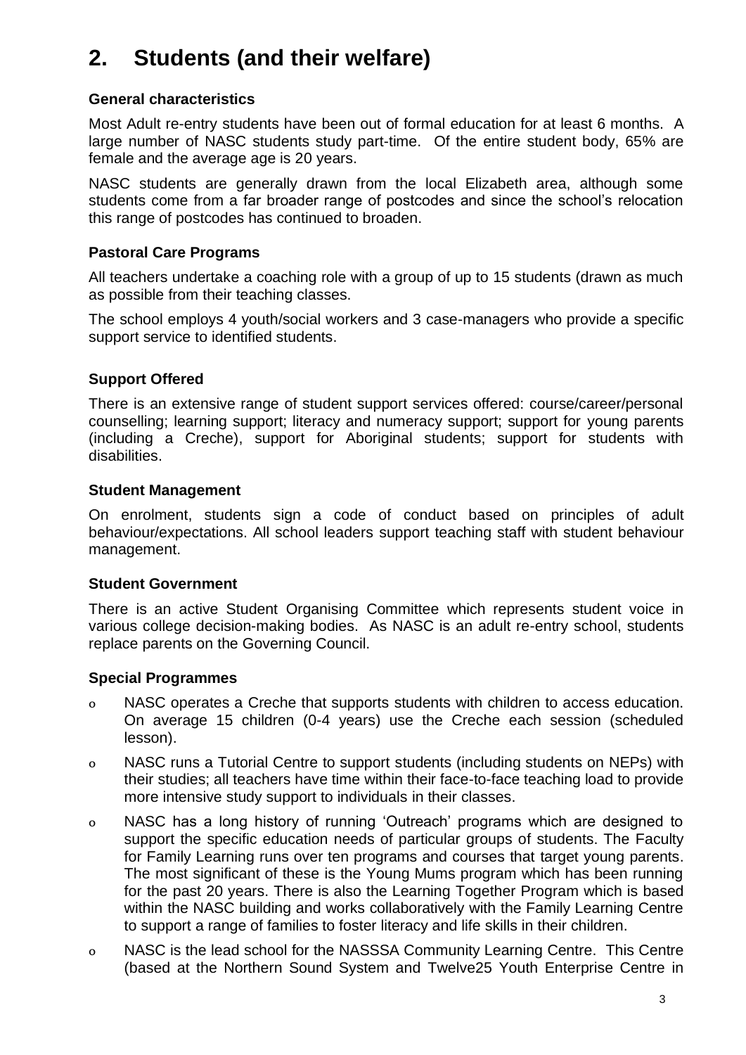# 2. Students (and their welfare)

### General characteristics

Most Adult re-entry students have been out of formal education for at least 6 months. A large number of NASC students study part-time. Of the entire student body, 65% are female and the average age is 20 years.

NASC students are generally drawn from the local Elizabeth area, although some students come from a far broader range of postcodes and since the school's relocation this range of postcodes has continued to broaden.

### Pastoral Care Programs

All teachers undertake a coaching role with a group of up to 15 students (drawn as much as possible from their teaching classes.

The school employs 4 youth/social workers and 3 case-managers who provide a specific support service to identified students.

### Support Offered

There is an extensive range of student support services offered: course/career/personal counselling; learning support; literacy and numeracy support; support for young parents (including a Creche), support for Aboriginal students; support for students with disabilities.

### Student Management

On enrolment, students sign a code of conduct based on principles of adult behaviour/expectations. All school leaders support teaching staff with student behaviour management.

### Student Government

There is an active Student Organising Committee which represents student voice in various college decision-making bodies. As NASC is an adult re-entry school, students replace parents on the Governing Council.

### Special Programmes

- NASC operates a Creche that supports students with children to access education. On average 15 children (0-4 years) use the Creche each session (scheduled lesson).
- NASC runs a Tutorial Centre to support students (including students on NEPs) with their studies; all teachers have time within their face-to-face teaching load to provide more intensive study support to individuals in their classes.
- NASC has a long history of running 'Outreach' programs which are designed to support the specific education needs of particular groups of students. The Faculty for Family Learning runs over ten programs and courses that target young parents. The most significant of these is the Young Mums program which has been running for the past 20 years. There is also the Learning Together Program which is based within the NASC building and works collaboratively with the Family Learning Centre to support a range of families to foster literacy and life skills in their children.
- NASC is the lead school for the NASSSA Community Learning Centre. This Centre (based at the Northern Sound System and Twelve25 Youth Enterprise Centre in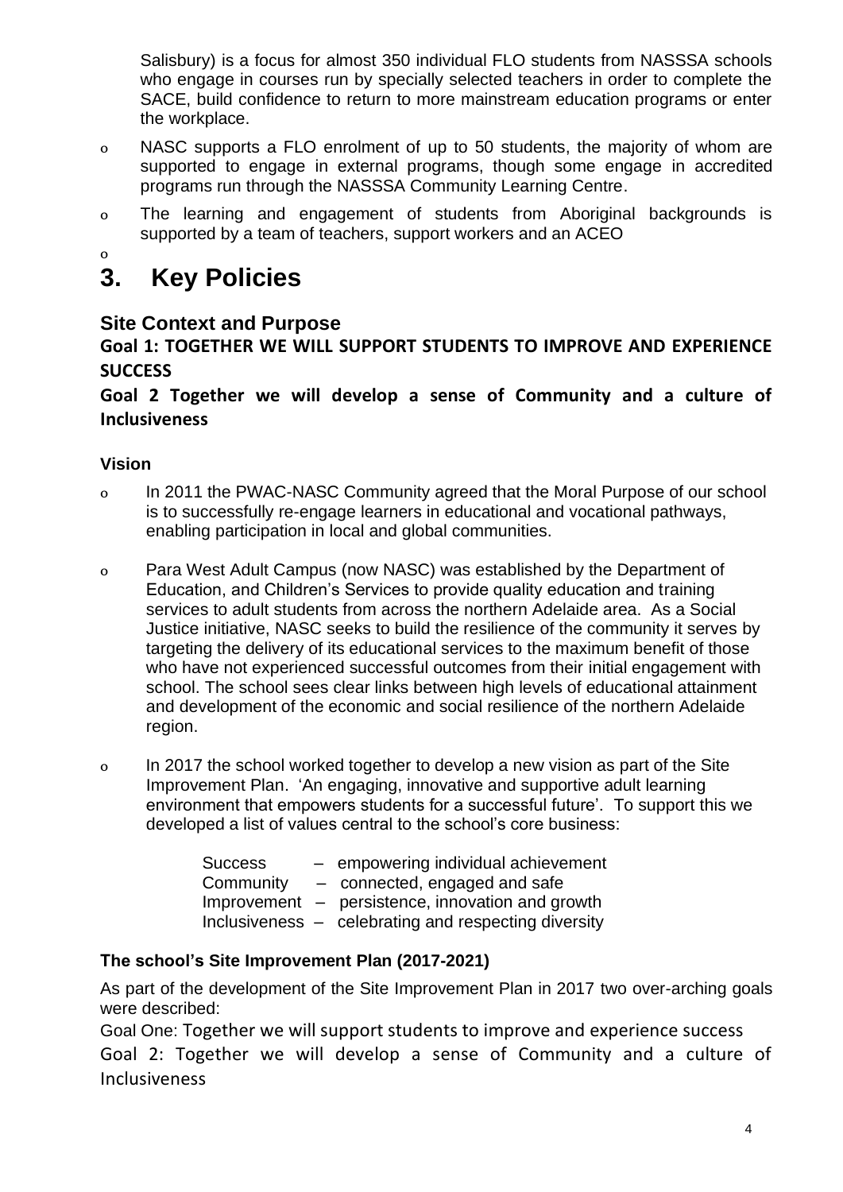Salisbury) is a focus for almost 350 individual FLO students from NASSSA schools who engage in courses run by specially selected teachers in order to complete the SACE, build confidence to return to more mainstream education programs or enter the workplace.

- NASC supports a FLO enrolment of up to 50 students, the majority of whom are supported to engage in external programs, though some engage in accredited programs run through the NASSSA Community Learning Centre.
- The learning and engagement of students from Aboriginal backgrounds is supported by a team of teachers, support workers and an ACEO

# 3. Key Policies

## Site Context and Purpose

**Goal 1: TOGETHER WE WILL SUPPORT STUDENTS TO IMPROVE AND EXPERIENCE SUCCESS**

**Goal 2 Together we will develop a sense of Community and a culture of Inclusiveness**

### Vision

- In 2011 the PWAC-NASC Community agreed that the Moral Purpose of our school is to successfully re-engage learners in educational and vocational pathways, enabling participation in local and global communities.
- Para West Adult Campus (now NASC) was established by the Department of Education, and Children's Services to provide quality education and training services to adult students from across the northern Adelaide area. As a Social Justice initiative, NASC seeks to build the resilience of the community it serves by targeting the delivery of its educational services to the maximum benefit of those who have not experienced successful outcomes from their initial engagement with school. The school sees clear links between high levels of educational attainment and development of the economic and social resilience of the northern Adelaide region.
- In 2017 the school worked together to develop a new vision as part of the Site Improvement Plan. 'An engaging, innovative and supportive adult learning environment that empowers students for a successful future'. To support this we developed a list of values central to the school's core business:

  Success – empowering individual achievement
  Community – connected, engaged and safe
  Improvement – persistence, innovation and growth
  Inclusiveness – celebrating and respecting diversity

### The school's Site Improvement Plan (2017-2021)

As part of the development of the Site Improvement Plan in 2017 two over-arching goals were described:

Goal One: Together we will support students to improve and experience success

Goal 2: Together we will develop a sense of Community and a culture of Inclusiveness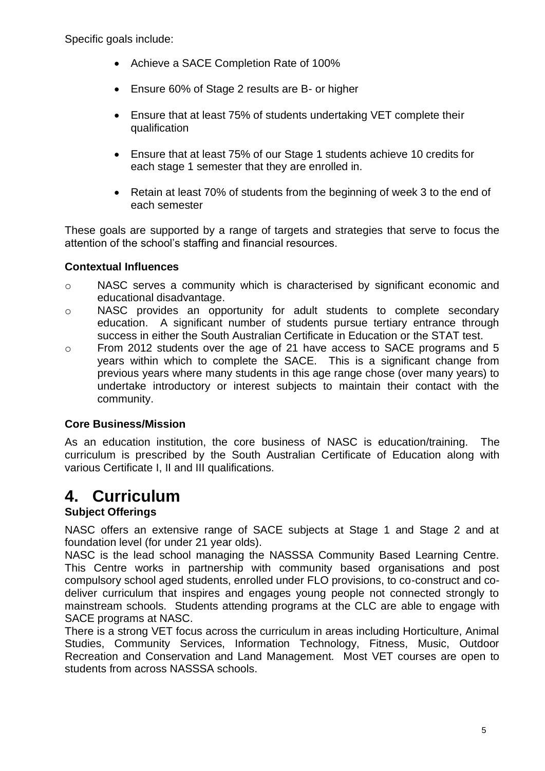Specific goals include:

- Achieve a SACE Completion Rate of 100%
- Ensure 60% of Stage 2 results are B- or higher
- Ensure that at least 75% of students undertaking VET complete their qualification
- Ensure that at least 75% of our Stage 1 students achieve 10 credits for each stage 1 semester that they are enrolled in.
- Retain at least 70% of students from the beginning of week 3 to the end of each semester

These goals are supported by a range of targets and strategies that serve to focus the attention of the school's staffing and financial resources.

**Contextual Influences**

- NASC serves a community which is characterised by significant economic and educational disadvantage.
- NASC provides an opportunity for adult students to complete secondary education. A significant number of students pursue tertiary entrance through success in either the South Australian Certificate in Education or the STAT test.
- From 2012 students over the age of 21 have access to SACE programs and 5 years within which to complete the SACE. This is a significant change from previous years where many students in this age range chose (over many years) to undertake introductory or interest subjects to maintain their contact with the community.

**Core Business/Mission**

As an education institution, the core business of NASC is education/training. The curriculum is prescribed by the South Australian Certificate of Education along with various Certificate I, II and III qualifications.

# 4. Curriculum

**Subject Offerings**

NASC offers an extensive range of SACE subjects at Stage 1 and Stage 2 and at foundation level (for under 21 year olds).

NASC is the lead school managing the NASSSA Community Based Learning Centre. This Centre works in partnership with community based organisations and post compulsory school aged students, enrolled under FLO provisions, to co-construct and co-deliver curriculum that inspires and engages young people not connected strongly to mainstream schools. Students attending programs at the CLC are able to engage with SACE programs at NASC.

There is a strong VET focus across the curriculum in areas including Horticulture, Animal Studies, Community Services, Information Technology, Fitness, Music, Outdoor Recreation and Conservation and Land Management. Most VET courses are open to students from across NASSSA schools.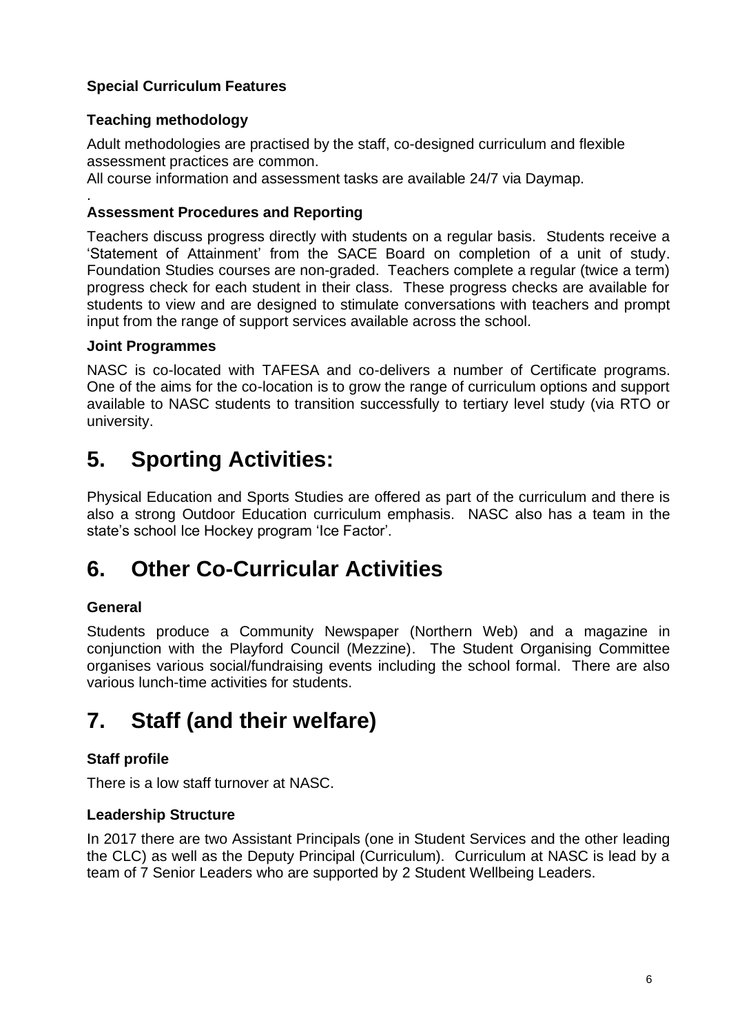**Special Curriculum Features**

**Teaching methodology**

Adult methodologies are practised by the staff, co-designed curriculum and flexible assessment practices are common.
All course information and assessment tasks are available 24/7 via Daymap.
.

**Assessment Procedures and Reporting**

Teachers discuss progress directly with students on a regular basis. Students receive a 'Statement of Attainment' from the SACE Board on completion of a unit of study. Foundation Studies courses are non-graded. Teachers complete a regular (twice a term) progress check for each student in their class. These progress checks are available for students to view and are designed to stimulate conversations with teachers and prompt input from the range of support services available across the school.

**Joint Programmes**

NASC is co-located with TAFESA and co-delivers a number of Certificate programs. One of the aims for the co-location is to grow the range of curriculum options and support available to NASC students to transition successfully to tertiary level study (via RTO or university.

# 5. Sporting Activities:

Physical Education and Sports Studies are offered as part of the curriculum and there is also a strong Outdoor Education curriculum emphasis. NASC also has a team in the state's school Ice Hockey program 'Ice Factor'.

# 6. Other Co-Curricular Activities

**General**

Students produce a Community Newspaper (Northern Web) and a magazine in conjunction with the Playford Council (Mezzine). The Student Organising Committee organises various social/fundraising events including the school formal. There are also various lunch-time activities for students.

# 7. Staff (and their welfare)

**Staff profile**

There is a low staff turnover at NASC.

**Leadership Structure**

In 2017 there are two Assistant Principals (one in Student Services and the other leading the CLC) as well as the Deputy Principal (Curriculum). Curriculum at NASC is lead by a team of 7 Senior Leaders who are supported by 2 Student Wellbeing Leaders.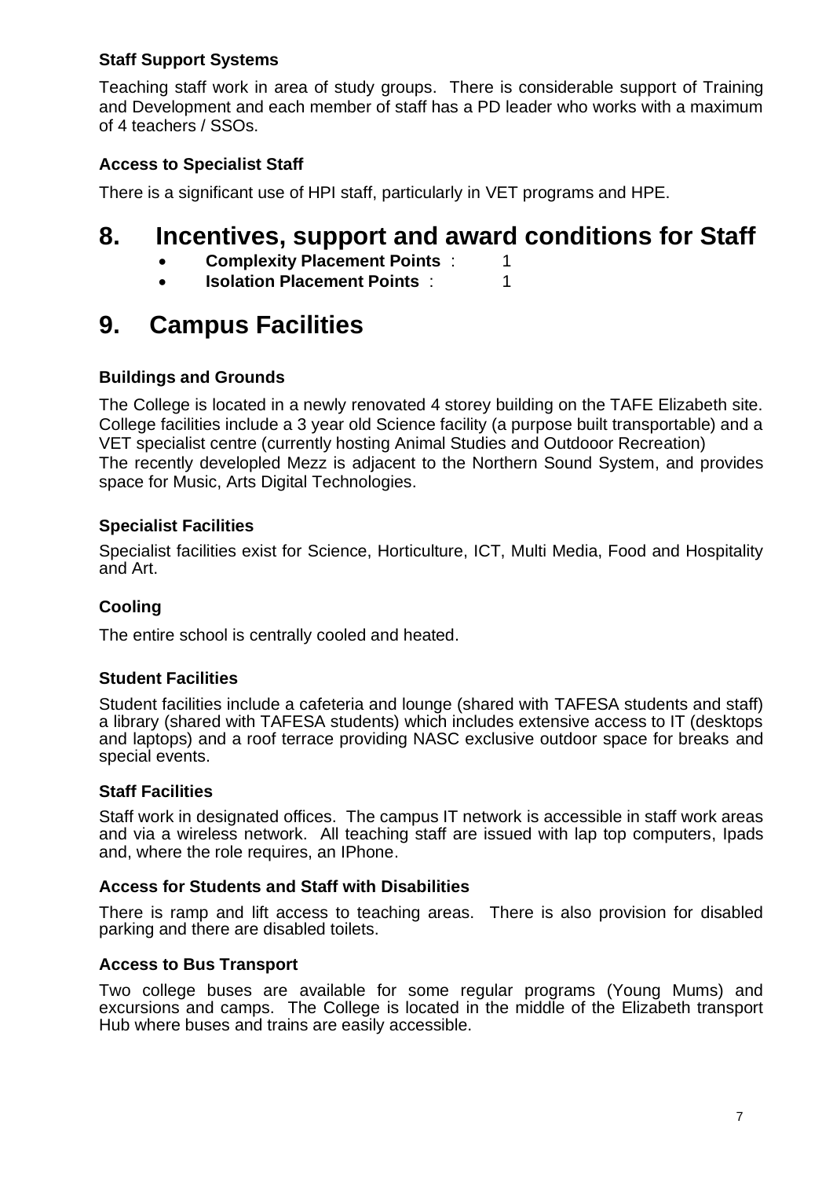### Staff Support Systems

Teaching staff work in area of study groups. There is considerable support of Training and Development and each member of staff has a PD leader who works with a maximum of 4 teachers / SSOs.

### Access to Specialist Staff

There is a significant use of HPI staff, particularly in VET programs and HPE.

# 8. Incentives, support and award conditions for Staff

- **Complexity Placement Points** : 1
- **Isolation Placement Points** : 1

# 9. Campus Facilities

### Buildings and Grounds

The College is located in a newly renovated 4 storey building on the TAFE Elizabeth site. College facilities include a 3 year old Science facility (a purpose built transportable) and a VET specialist centre (currently hosting Animal Studies and Outdooor Recreation)
The recently developled Mezz is adjacent to the Northern Sound System, and provides space for Music, Arts Digital Technologies.

### Specialist Facilities

Specialist facilities exist for Science, Horticulture, ICT, Multi Media, Food and Hospitality and Art.

### Cooling

The entire school is centrally cooled and heated.

### Student Facilities

Student facilities include a cafeteria and lounge (shared with TAFESA students and staff) a library (shared with TAFESA students) which includes extensive access to IT (desktops and laptops) and a roof terrace providing NASC exclusive outdoor space for breaks and special events.

### Staff Facilities

Staff work in designated offices. The campus IT network is accessible in staff work areas and via a wireless network. All teaching staff are issued with lap top computers, Ipads and, where the role requires, an IPhone.

### Access for Students and Staff with Disabilities

There is ramp and lift access to teaching areas. There is also provision for disabled parking and there are disabled toilets.

### Access to Bus Transport

Two college buses are available for some regular programs (Young Mums) and excursions and camps. The College is located in the middle of the Elizabeth transport Hub where buses and trains are easily accessible.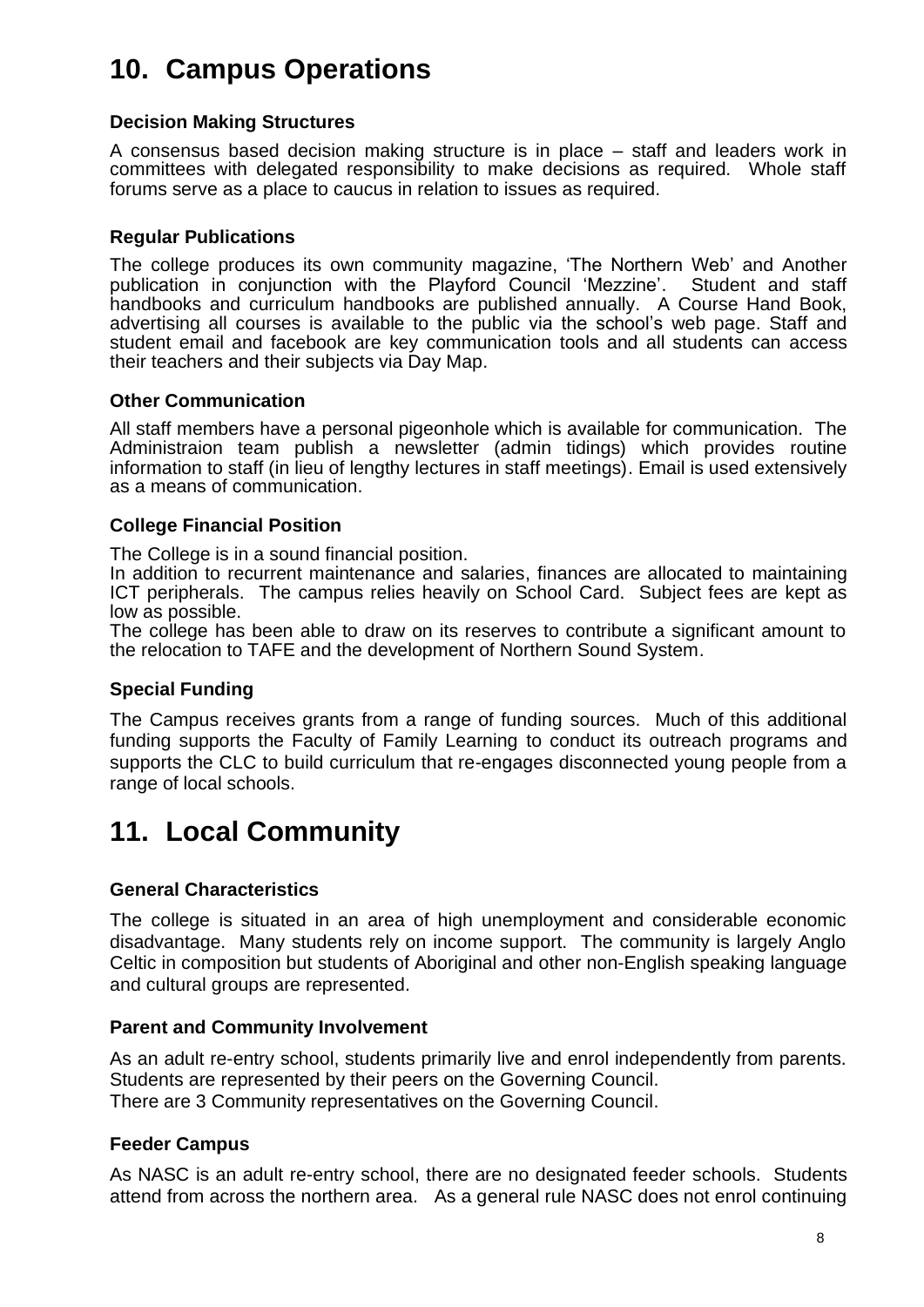# 10. Campus Operations

### Decision Making Structures

A consensus based decision making structure is in place – staff and leaders work in committees with delegated responsibility to make decisions as required. Whole staff forums serve as a place to caucus in relation to issues as required.

### Regular Publications

The college produces its own community magazine, 'The Northern Web' and Another publication in conjunction with the Playford Council 'Mezzine'. Student and staff handbooks and curriculum handbooks are published annually. A Course Hand Book, advertising all courses is available to the public via the school's web page. Staff and student email and facebook are key communication tools and all students can access their teachers and their subjects via Day Map.

### Other Communication

All staff members have a personal pigeonhole which is available for communication. The Administraion team publish a newsletter (admin tidings) which provides routine information to staff (in lieu of lengthy lectures in staff meetings). Email is used extensively as a means of communication.

### College Financial Position

The College is in a sound financial position.

In addition to recurrent maintenance and salaries, finances are allocated to maintaining ICT peripherals. The campus relies heavily on School Card. Subject fees are kept as low as possible.

The college has been able to draw on its reserves to contribute a significant amount to the relocation to TAFE and the development of Northern Sound System.

### Special Funding

The Campus receives grants from a range of funding sources. Much of this additional funding supports the Faculty of Family Learning to conduct its outreach programs and supports the CLC to build curriculum that re-engages disconnected young people from a range of local schools.

# 11. Local Community

### General Characteristics

The college is situated in an area of high unemployment and considerable economic disadvantage. Many students rely on income support. The community is largely Anglo Celtic in composition but students of Aboriginal and other non-English speaking language and cultural groups are represented.

### Parent and Community Involvement

As an adult re-entry school, students primarily live and enrol independently from parents. Students are represented by their peers on the Governing Council.

There are 3 Community representatives on the Governing Council.

### Feeder Campus

As NASC is an adult re-entry school, there are no designated feeder schools. Students attend from across the northern area. As a general rule NASC does not enrol continuing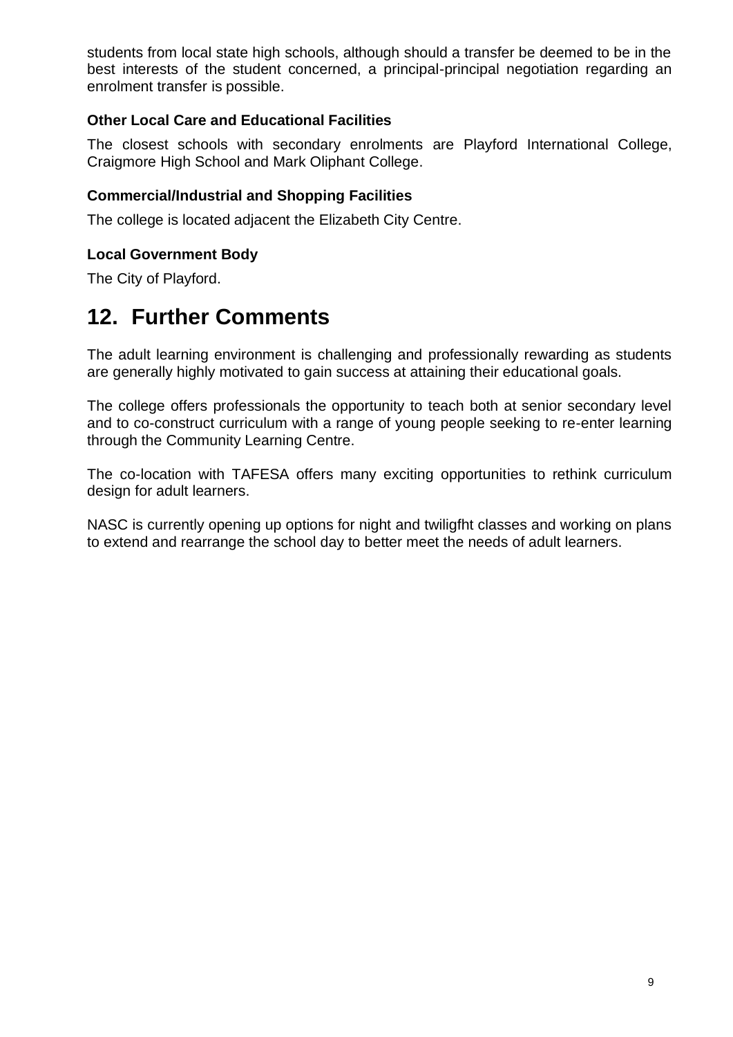students from local state high schools, although should a transfer be deemed to be in the best interests of the student concerned, a principal-principal negotiation regarding an enrolment transfer is possible.

**Other Local Care and Educational Facilities**

The closest schools with secondary enrolments are Playford International College, Craigmore High School and Mark Oliphant College.

**Commercial/Industrial and Shopping Facilities**

The college is located adjacent the Elizabeth City Centre.

**Local Government Body**

The City of Playford.

# 12. Further Comments

The adult learning environment is challenging and professionally rewarding as students are generally highly motivated to gain success at attaining their educational goals.

The college offers professionals the opportunity to teach both at senior secondary level and to co-construct curriculum with a range of young people seeking to re-enter learning through the Community Learning Centre.

The co-location with TAFESA offers many exciting opportunities to rethink curriculum design for adult learners.

NASC is currently opening up options for night and twiligfht classes and working on plans to extend and rearrange the school day to better meet the needs of adult learners.